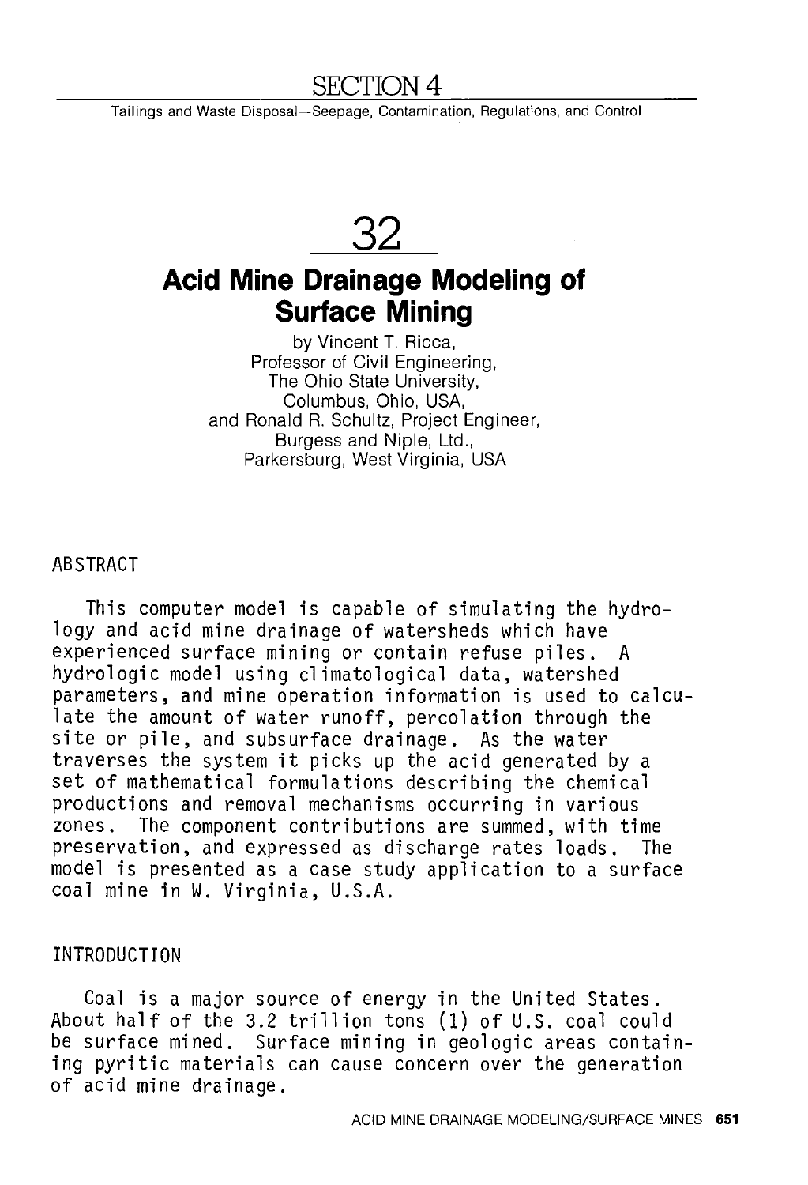# SECTION 4

Tailings and Waste Disposal—Seepage, Contamination, Regulations, and Control

# 32

## Acid Mine Drainage Modeling of Surface Mining

by Vincent T. Ricca,
Professor of Civil Engineering,
The Ohio State University,
Columbus, Ohio, USA,
and Ronald R. Schultz, Project Engineer,
Burgess and Niple, Ltd.,
Parkersburg, West Virginia, USA

### ABSTRACT

This computer model is capable of simulating the hydrology and acid mine drainage of watersheds which have experienced surface mining or contain refuse piles. A hydrologic model using climatological data, watershed parameters, and mine operation information is used to calculate the amount of water runoff, percolation through the site or pile, and subsurface drainage. As the water traverses the system it picks up the acid generated by a set of mathematical formulations describing the chemical productions and removal mechanisms occurring in various zones. The component contributions are summed, with time preservation, and expressed as discharge rates loads. The model is presented as a case study application to a surface coal mine in W. Virginia, U.S.A.

### INTRODUCTION

Coal is a major source of energy in the United States. About half of the 3.2 trillion tons (1) of U.S. coal could be surface mined. Surface mining in geologic areas containing pyritic materials can cause concern over the generation of acid mine drainage.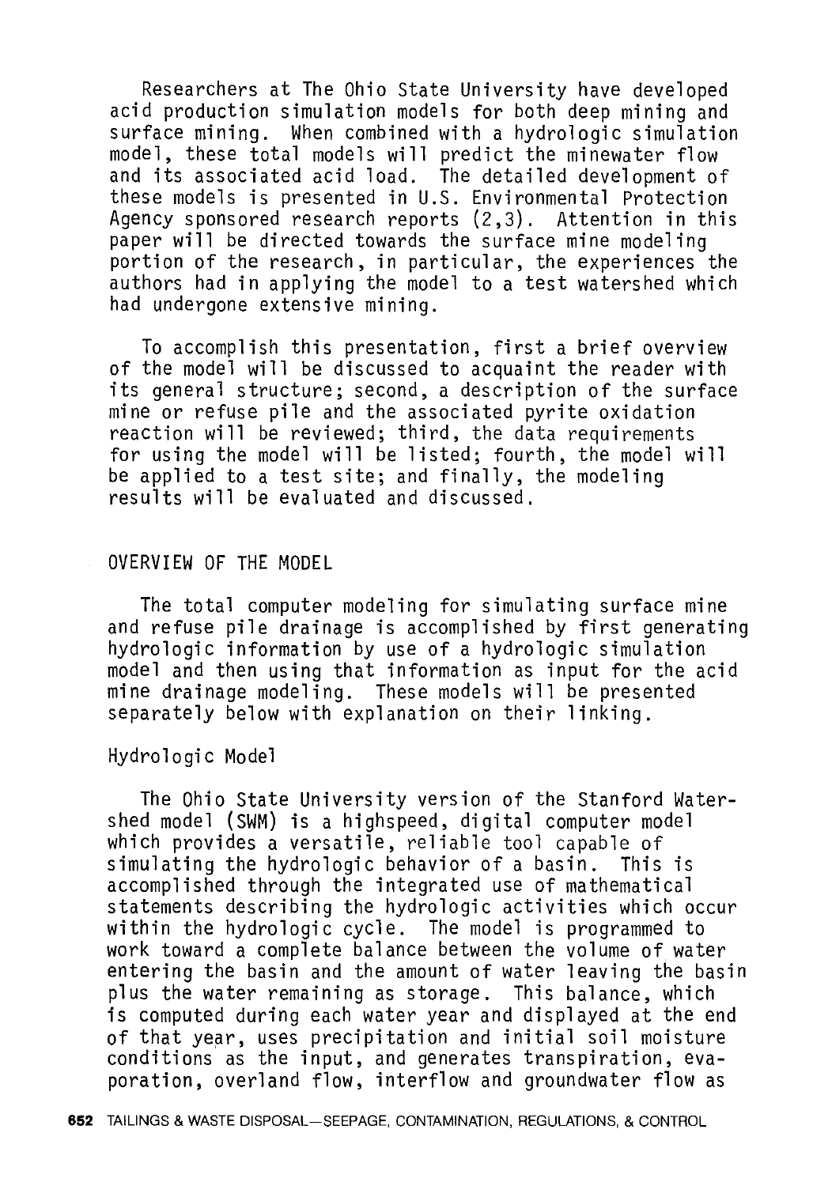Researchers at The Ohio State University have developed acid production simulation models for both deep mining and surface mining. When combined with a hydrologic simulation model, these total models will predict the minewater flow and its associated acid load. The detailed development of these models is presented in U.S. Environmental Protection Agency sponsored research reports (2,3). Attention in this paper will be directed towards the surface mine modeling portion of the research, in particular, the experiences the authors had in applying the model to a test watershed which had undergone extensive mining.

To accomplish this presentation, first a brief overview of the model will be discussed to acquaint the reader with its general structure; second, a description of the surface mine or refuse pile and the associated pyrite oxidation reaction will be reviewed; third, the data requirements for using the model will be listed; fourth, the model will be applied to a test site; and finally, the modeling results will be evaluated and discussed.

## OVERVIEW OF THE MODEL

The total computer modeling for simulating surface mine and refuse pile drainage is accomplished by first generating hydrologic information by use of a hydrologic simulation model and then using that information as input for the acid mine drainage modeling. These models will be presented separately below with explanation on their linking.

### Hydrologic Model

The Ohio State University version of the Stanford Watershed model (SWM) is a highspeed, digital computer model which provides a versatile, reliable tool capable of simulating the hydrologic behavior of a basin. This is accomplished through the integrated use of mathematical statements describing the hydrologic activities which occur within the hydrologic cycle. The model is programmed to work toward a complete balance between the volume of water entering the basin and the amount of water leaving the basin plus the water remaining as storage. This balance, which is computed during each water year and displayed at the end of that year, uses precipitation and initial soil moisture conditions as the input, and generates transpiration, evaporation, overland flow, interflow and groundwater flow as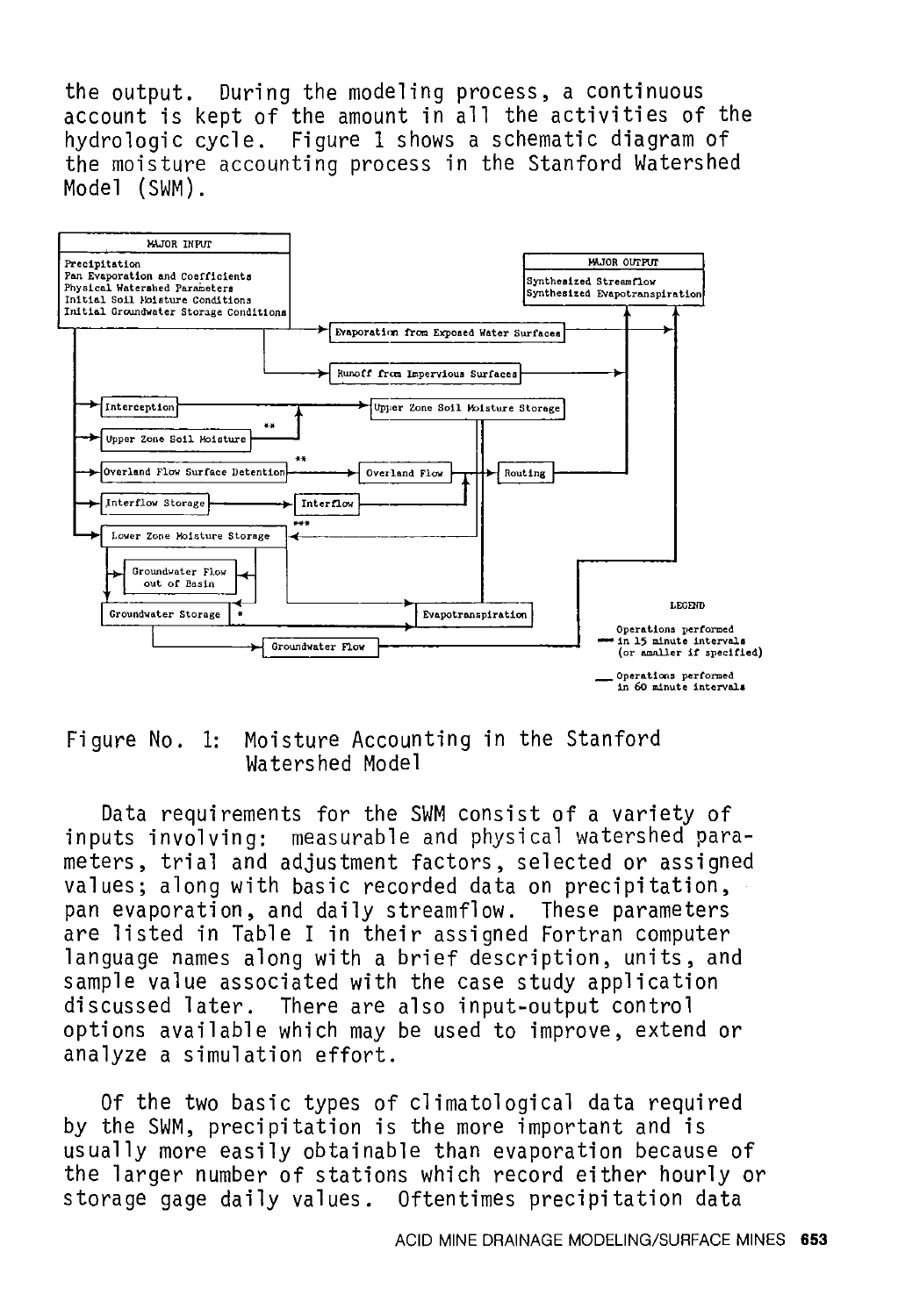the output. During the modeling process, a continuous account is kept of the amount in all the activities of the hydrologic cycle. Figure 1 shows a schematic diagram of the moisture accounting process in the Stanford Watershed Model (SWM).

Figure No. 1: Moisture Accounting in the Stanford Watershed Model

Data requirements for the SWM consist of a variety of inputs involving: measurable and physical watershed parameters, trial and adjustment factors, selected or assigned values; along with basic recorded data on precipitation, pan evaporation, and daily streamflow. These parameters are listed in Table I in their assigned Fortran computer language names along with a brief description, units, and sample value associated with the case study application discussed later. There are also input-output control options available which may be used to improve, extend or analyze a simulation effort.

Of the two basic types of climatological data required by the SWM, precipitation is the more important and is usually more easily obtainable than evaporation because of the larger number of stations which record either hourly or storage gage daily values. Oftentimes precipitation data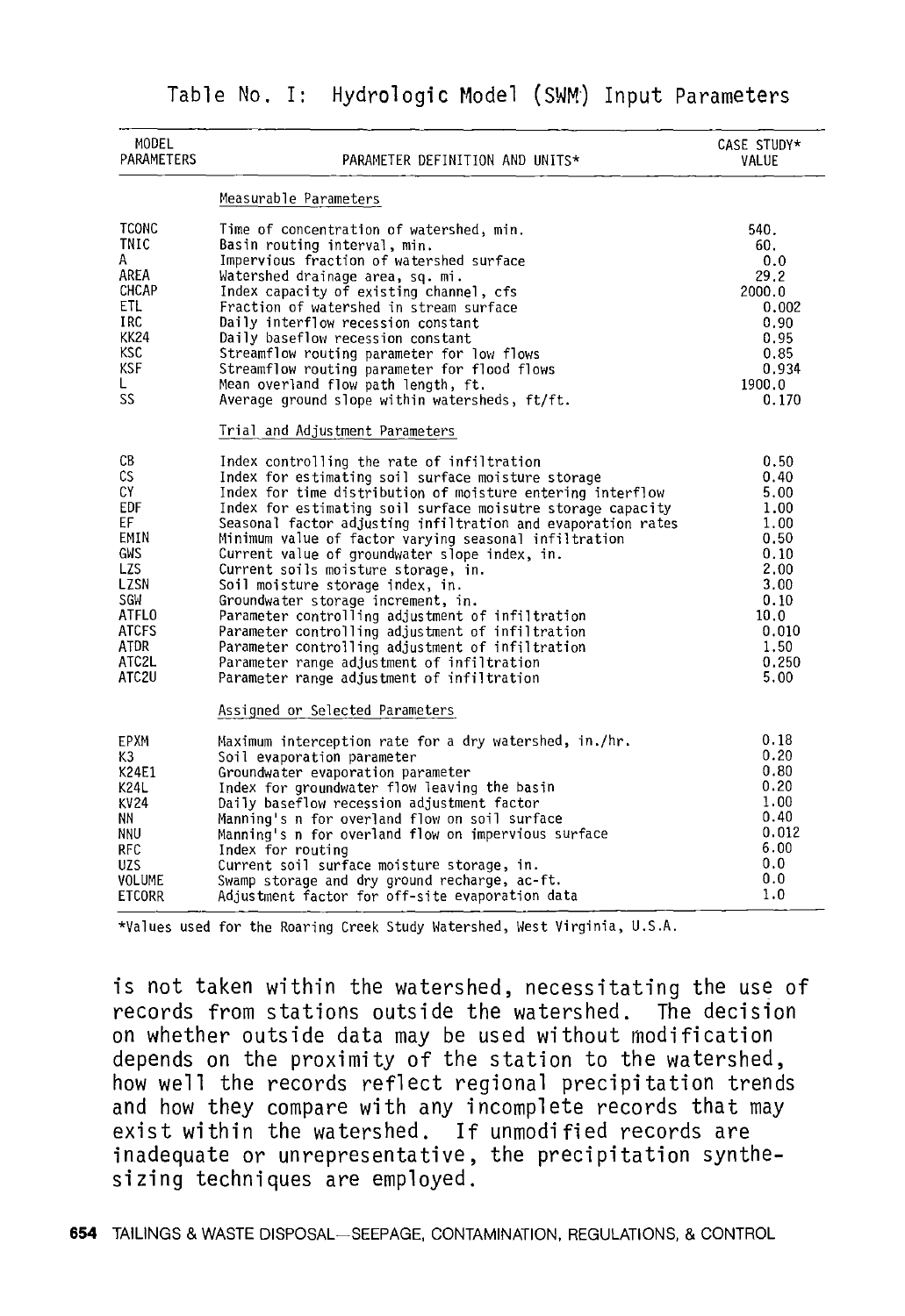Table No. I: Hydrologic Model (SWM) Input Parameters

| MODEL PARAMETERS | PARAMETER DEFINITION AND UNITS* | CASE STUDY* VALUE |
|---|---|---|
| | Measurable Parameters | |
| TCONC | Time of concentration of watershed, min. | 540. |
| TNIC | Basin routing interval, min. | 60. |
| A | Impervious fraction of watershed surface | 0.0 |
| AREA | Watershed drainage area, sq. mi. | 29.2 |
| CHCAP | Index capacity of existing channel, cfs | 2000.0 |
| ETL | Fraction of watershed in stream surface | 0.002 |
| IRC | Daily interflow recession constant | 0.90 |
| KK24 | Daily baseflow recession constant | 0.95 |
| KSC | Streamflow routing parameter for low flows | 0.85 |
| KSF | Streamflow routing parameter for flood flows | 0.934 |
| L | Mean overland flow path length, ft. | 1900.0 |
| SS | Average ground slope within watersheds, ft/ft. | 0.170 |
| | Trial and Adjustment Parameters | |
| CB | Index controlling the rate of infiltration | 0.50 |
| CS | Index for estimating soil surface moisture storage | 0.40 |
| CY | Index for time distribution of moisture entering interflow | 5.00 |
| EDF | Index for estimating soil surface moisutre storage capacity | 1.00 |
| EF | Seasonal factor adjusting infiltration and evaporation rates | 1.00 |
| EMIN | Minimum value of factor varying seasonal infiltration | 0.50 |
| GWS | Current value of groundwater slope index, in. | 0.10 |
| LZS | Current soils moisture storage, in. | 2.00 |
| LZSN | Soil moisture storage index, in. | 3.00 |
| SGW | Groundwater storage increment, in. | 0.10 |
| ATFLO | Parameter controlling adjustment of infiltration | 10.0 |
| ATCFS | Parameter controlling adjustment of infiltration | 0.010 |
| ATDR | Parameter controlling adjustment of infiltration | 1.50 |
| ATC2L | Parameter range adjustment of infiltration | 0.250 |
| ATC2U | Parameter range adjustment of infiltration | 5.00 |
| | Assigned or Selected Parameters | |
| EPXM | Maximum interception rate for a dry watershed, in./hr. | 0.18 |
| K3 | Soil evaporation parameter | 0.20 |
| K24E1 | Groundwater evaporation parameter | 0.80 |
| K24L | Index for groundwater flow leaving the basin | 0.20 |
| KV24 | Daily baseflow recession adjustment factor | 1.00 |
| NN | Manning's n for overland flow on soil surface | 0.40 |
| NNU | Manning's n for overland flow on impervious surface | 0.012 |
| RFC | Index for routing | 6.00 |
| UZS | Current soil surface moisture storage, in. | 0.0 |
| VOLUME | Swamp storage and dry ground recharge, ac-ft. | 0.0 |
| ETCORR | Adjustment factor for off-site evaporation data | 1.0 |

*Values used for the Roaring Creek Study Watershed, West Virginia, U.S.A.

is not taken within the watershed, necessitating the use of records from stations outside the watershed. The decision on whether outside data may be used without modification depends on the proximity of the station to the watershed, how well the records reflect regional precipitation trends and how they compare with any incomplete records that may exist within the watershed. If unmodified records are inadequate or unrepresentative, the precipitation synthesizing techniques are employed.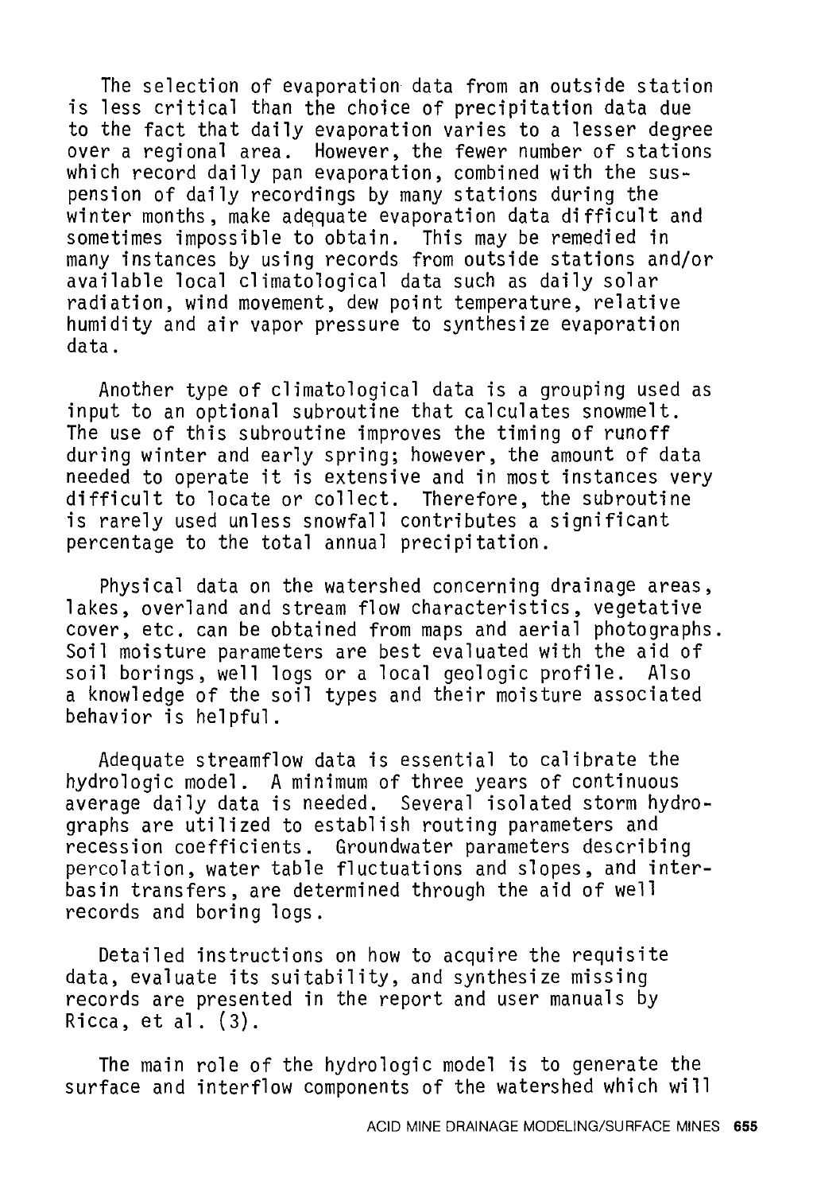The selection of evaporation data from an outside station is less critical than the choice of precipitation data due to the fact that daily evaporation varies to a lesser degree over a regional area. However, the fewer number of stations which record daily pan evaporation, combined with the suspension of daily recordings by many stations during the winter months, make adequate evaporation data difficult and sometimes impossible to obtain. This may be remedied in many instances by using records from outside stations and/or available local climatological data such as daily solar radiation, wind movement, dew point temperature, relative humidity and air vapor pressure to synthesize evaporation data.

Another type of climatological data is a grouping used as input to an optional subroutine that calculates snowmelt. The use of this subroutine improves the timing of runoff during winter and early spring; however, the amount of data needed to operate it is extensive and in most instances very difficult to locate or collect. Therefore, the subroutine is rarely used unless snowfall contributes a significant percentage to the total annual precipitation.

Physical data on the watershed concerning drainage areas, lakes, overland and stream flow characteristics, vegetative cover, etc. can be obtained from maps and aerial photographs. Soil moisture parameters are best evaluated with the aid of soil borings, well logs or a local geologic profile. Also a knowledge of the soil types and their moisture associated behavior is helpful.

Adequate streamflow data is essential to calibrate the hydrologic model. A minimum of three years of continuous average daily data is needed. Several isolated storm hydrographs are utilized to establish routing parameters and recession coefficients. Groundwater parameters describing percolation, water table fluctuations and slopes, and inter-basin transfers, are determined through the aid of well records and boring logs.

Detailed instructions on how to acquire the requisite data, evaluate its suitability, and synthesize missing records are presented in the report and user manuals by Ricca, et al. (3).

The main role of the hydrologic model is to generate the surface and interflow components of the watershed which will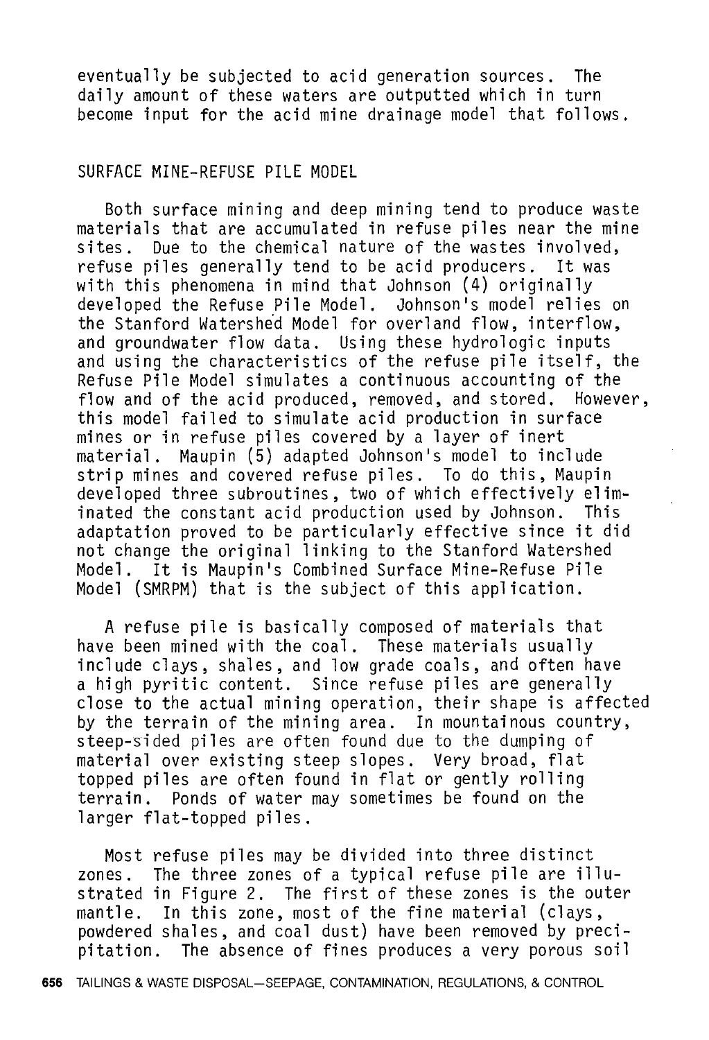eventually be subjected to acid generation sources. The daily amount of these waters are outputted which in turn become input for the acid mine drainage model that follows.

## SURFACE MINE-REFUSE PILE MODEL

Both surface mining and deep mining tend to produce waste materials that are accumulated in refuse piles near the mine sites. Due to the chemical nature of the wastes involved, refuse piles generally tend to be acid producers. It was with this phenomena in mind that Johnson (4) originally developed the Refuse Pile Model. Johnson's model relies on the Stanford Watershed Model for overland flow, interflow, and groundwater flow data. Using these hydrologic inputs and using the characteristics of the refuse pile itself, the Refuse Pile Model simulates a continuous accounting of the flow and of the acid produced, removed, and stored. However, this model failed to simulate acid production in surface mines or in refuse piles covered by a layer of inert material. Maupin (5) adapted Johnson's model to include strip mines and covered refuse piles. To do this, Maupin developed three subroutines, two of which effectively eliminated the constant acid production used by Johnson. This adaptation proved to be particularly effective since it did not change the original linking to the Stanford Watershed Model. It is Maupin's Combined Surface Mine-Refuse Pile Model (SMRPM) that is the subject of this application.

A refuse pile is basically composed of materials that have been mined with the coal. These materials usually include clays, shales, and low grade coals, and often have a high pyritic content. Since refuse piles are generally close to the actual mining operation, their shape is affected by the terrain of the mining area. In mountainous country, steep-sided piles are often found due to the dumping of material over existing steep slopes. Very broad, flat topped piles are often found in flat or gently rolling terrain. Ponds of water may sometimes be found on the larger flat-topped piles.

Most refuse piles may be divided into three distinct zones. The three zones of a typical refuse pile are illustrated in Figure 2. The first of these zones is the outer mantle. In this zone, most of the fine material (clays, powdered shales, and coal dust) have been removed by precipitation. The absence of fines produces a very porous soil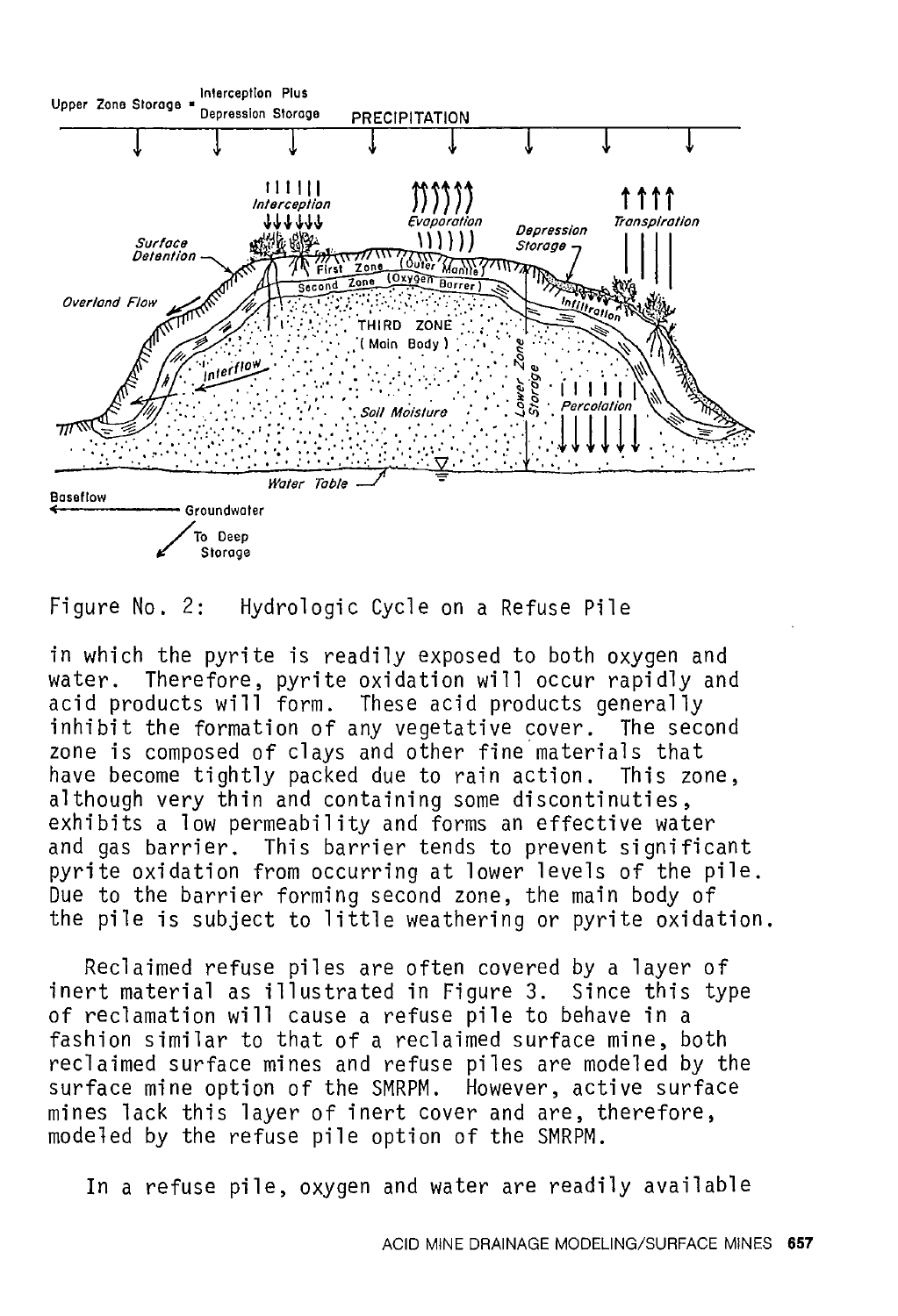Figure No. 2: Hydrologic Cycle on a Refuse Pile

in which the pyrite is readily exposed to both oxygen and water. Therefore, pyrite oxidation will occur rapidly and acid products will form. These acid products generally inhibit the formation of any vegetative cover. The second zone is composed of clays and other fine materials that have become tightly packed due to rain action. This zone, although very thin and containing some discontinuties, exhibits a low permeability and forms an effective water and gas barrier. This barrier tends to prevent significant pyrite oxidation from occurring at lower levels of the pile. Due to the barrier forming second zone, the main body of the pile is subject to little weathering or pyrite oxidation.

Reclaimed refuse piles are often covered by a layer of inert material as illustrated in Figure 3. Since this type of reclamation will cause a refuse pile to behave in a fashion similar to that of a reclaimed surface mine, both reclaimed surface mines and refuse piles are modeled by the surface mine option of the SMRPM. However, active surface mines lack this layer of inert cover and are, therefore, modeled by the refuse pile option of the SMRPM.

In a refuse pile, oxygen and water are readily available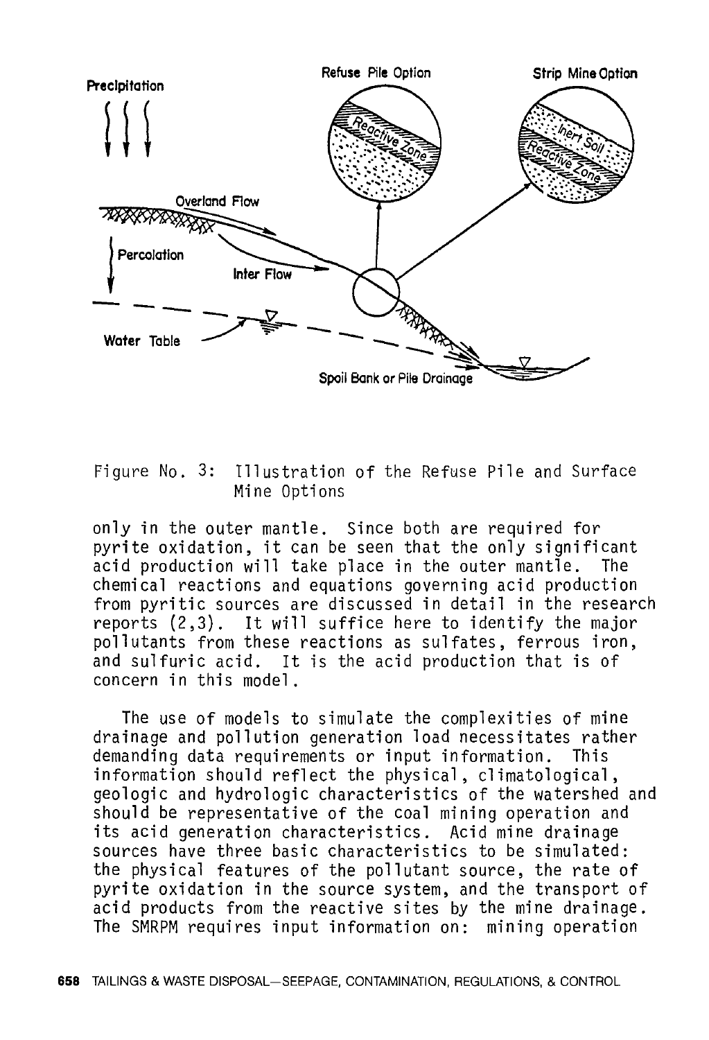Figure No. 3: Illustration of the Refuse Pile and Surface Mine Options

only in the outer mantle. Since both are required for pyrite oxidation, it can be seen that the only significant acid production will take place in the outer mantle. The chemical reactions and equations governing acid production from pyritic sources are discussed in detail in the research reports (2,3). It will suffice here to identify the major pollutants from these reactions as sulfates, ferrous iron, and sulfuric acid. It is the acid production that is of concern in this model.

The use of models to simulate the complexities of mine drainage and pollution generation load necessitates rather demanding data requirements or input information. This information should reflect the physical, climatological, geologic and hydrologic characteristics of the watershed and should be representative of the coal mining operation and its acid generation characteristics. Acid mine drainage sources have three basic characteristics to be simulated: the physical features of the pollutant source, the rate of pyrite oxidation in the source system, and the transport of acid products from the reactive sites by the mine drainage. The SMRPM requires input information on: mining operation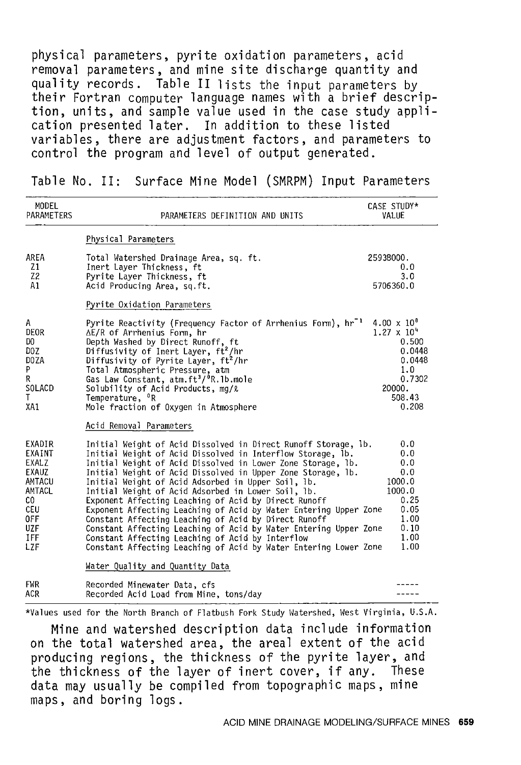physical parameters, pyrite oxidation parameters, acid removal parameters, and mine site discharge quantity and quality records. Table II lists the input parameters by their Fortran computer language names with a brief description, units, and sample value used in the case study application presented later. In addition to these listed variables, there are adjustment factors, and parameters to control the program and level of output generated.

Table No. II: Surface Mine Model (SMRPM) Input Parameters

| MODEL PARAMETERS | PARAMETERS DEFINITION AND UNITS | CASE STUDY* VALUE |
|---|---|---|
| | Physical Parameters | |
| AREA | Total Watershed Drainage Area, sq. ft. | 25938000. |
| Z1 | Inert Layer Thickness, ft | 0.0 |
| Z2 | Pyrite Layer Thickness, ft | 3.0 |
| A1 | Acid Producing Area, sq.ft. | 5706360.0 |
| | Pyrite Oxidation Parameters | |
| A | Pyrite Reactivity (Frequency Factor of Arrhenius Form), $hr^{-1}$ | $4.00 \times 10^{8}$ |
| DEOR | $\Delta E/R$ of Arrhenius Form, hr | $1.27 \times 10^{4}$ |
| DO | Depth Washed by Direct Runoff, ft | 0.500 |
| DOZ | Diffusivity of Inert Layer, $ft^2/hr$ | 0.0448 |
| DOZA | Diffusivity of Pyrite Layer, $ft^2/hr$ | 0.0448 |
| P | Total Atmospheric Pressure, atm | 1.0 |
| R | Gas Law Constant, $atm.ft^3/^{\circ}R.lb.mole$ | 0.7302 |
| SOLACD | Solubility of Acid Products, mg/ℓ | 20000. |
| T | Temperature, $^{\circ}R$ | 508.43 |
| XA1 | Mole fraction of Oxygen in Atmosphere | 0.208 |
| | Acid Removal Parameters | |
| EXADIR | Initial Weight of Acid Dissolved in Direct Runoff Storage, lb. | 0.0 |
| EXAINT | Initial Weight of Acid Dissolved in Interflow Storage, lb. | 0.0 |
| EXALZ | Initial Weight of Acid Dissolved in Lower Zone Storage, lb. | 0.0 |
| EXAUZ | Initial Weight of Acid Dissolved in Upper Zone Storage, lb. | 0.0 |
| AMTACU | Initial Weight of Acid Adsorbed in Upper Soil, lb. | 1000.0 |
| AMTACL | Initial Weight of Acid Adsorbed in Lower Soil, lb. | 1000.0 |
| CO | Exponent Affecting Leaching of Acid by Direct Runoff | 0.25 |
| CEU | Exponent Affecting Leaching of Acid by Water Entering Upper Zone | 0.05 |
| OFF | Constant Affecting Leaching of Acid by Direct Runoff | 1.00 |
| UZF | Constant Affecting Leaching of Acid by Water Entering Upper Zone | 0.10 |
| IFF | Constant Affecting Leaching of Acid by Interflow | 1.00 |
| LZF | Constant Affecting Leaching of Acid by Water Entering Lower Zone | 1.00 |
| | Water Quality and Quantity Data | |
| FWR | Recorded Minewater Data, cfs | ----- |
| ACR | Recorded Acid Load from Mine, tons/day | ----- |

*Values used for the North Branch of Flatbush Fork Study Watershed, West Virginia, U.S.A.

Mine and watershed description data include information on the total watershed area, the areal extent of the acid producing regions, the thickness of the pyrite layer, and the thickness of the layer of inert cover, if any. These data may usually be compiled from topographic maps, mine maps, and boring logs.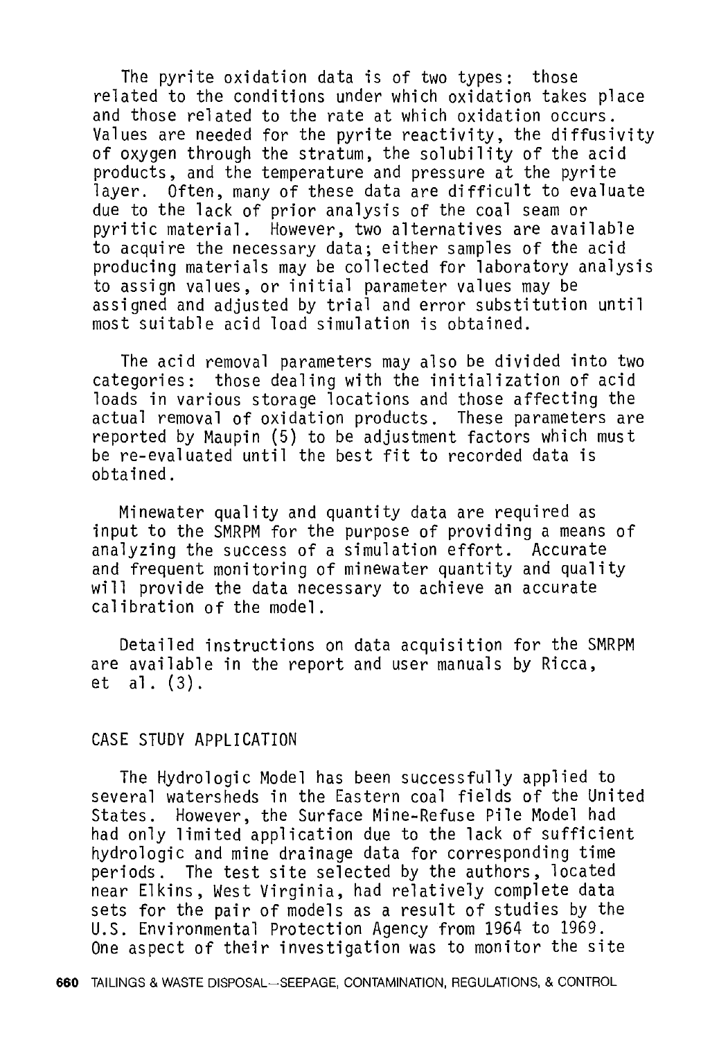The pyrite oxidation data is of two types: those related to the conditions under which oxidation takes place and those related to the rate at which oxidation occurs. Values are needed for the pyrite reactivity, the diffusivity of oxygen through the stratum, the solubility of the acid products, and the temperature and pressure at the pyrite layer. Often, many of these data are difficult to evaluate due to the lack of prior analysis of the coal seam or pyritic material. However, two alternatives are available to acquire the necessary data; either samples of the acid producing materials may be collected for laboratory analysis to assign values, or initial parameter values may be assigned and adjusted by trial and error substitution until most suitable acid load simulation is obtained.

The acid removal parameters may also be divided into two categories: those dealing with the initialization of acid loads in various storage locations and those affecting the actual removal of oxidation products. These parameters are reported by Maupin (5) to be adjustment factors which must be re-evaluated until the best fit to recorded data is obtained.

Minewater quality and quantity data are required as input to the SMRPM for the purpose of providing a means of analyzing the success of a simulation effort. Accurate and frequent monitoring of minewater quantity and quality will provide the data necessary to achieve an accurate calibration of the model.

Detailed instructions on data acquisition for the SMRPM are available in the report and user manuals by Ricca, et al. (3).

## CASE STUDY APPLICATION

The Hydrologic Model has been successfully applied to several watersheds in the Eastern coal fields of the United States. However, the Surface Mine-Refuse Pile Model had had only limited application due to the lack of sufficient hydrologic and mine drainage data for corresponding time periods. The test site selected by the authors, located near Elkins, West Virginia, had relatively complete data sets for the pair of models as a result of studies by the U.S. Environmental Protection Agency from 1964 to 1969. One aspect of their investigation was to monitor the site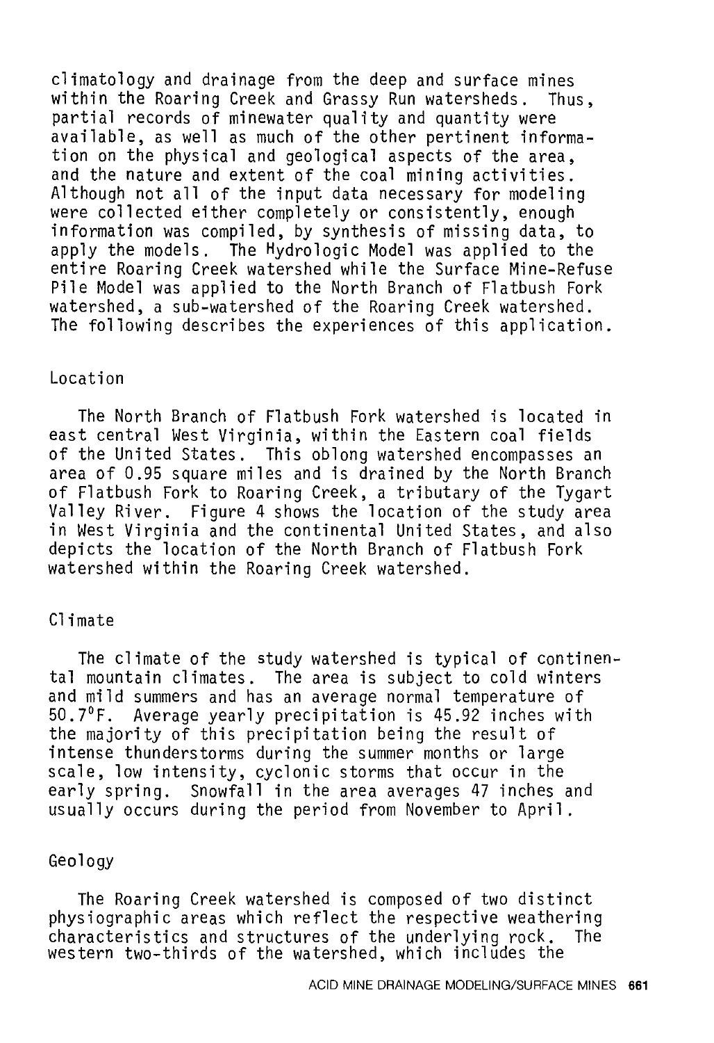climatology and drainage from the deep and surface mines within the Roaring Creek and Grassy Run watersheds. Thus, partial records of minewater quality and quantity were available, as well as much of the other pertinent information on the physical and geological aspects of the area, and the nature and extent of the coal mining activities. Although not all of the input data necessary for modeling were collected either completely or consistently, enough information was compiled, by synthesis of missing data, to apply the models. The Hydrologic Model was applied to the entire Roaring Creek watershed while the Surface Mine-Refuse Pile Model was applied to the North Branch of Flatbush Fork watershed, a sub-watershed of the Roaring Creek watershed. The following describes the experiences of this application.

## Location

The North Branch of Flatbush Fork watershed is located in east central West Virginia, within the Eastern coal fields of the United States. This oblong watershed encompasses an area of 0.95 square miles and is drained by the North Branch of Flatbush Fork to Roaring Creek, a tributary of the Tygart Valley River. Figure 4 shows the location of the study area in West Virginia and the continental United States, and also depicts the location of the North Branch of Flatbush Fork watershed within the Roaring Creek watershed.

## Climate

The climate of the study watershed is typical of continental mountain climates. The area is subject to cold winters and mild summers and has an average normal temperature of 50.7°F. Average yearly precipitation is 45.92 inches with the majority of this precipitation being the result of intense thunderstorms during the summer months or large scale, low intensity, cyclonic storms that occur in the early spring. Snowfall in the area averages 47 inches and usually occurs during the period from November to April.

## Geology

The Roaring Creek watershed is composed of two distinct physiographic areas which reflect the respective weathering characteristics and structures of the underlying rock. The western two-thirds of the watershed, which includes the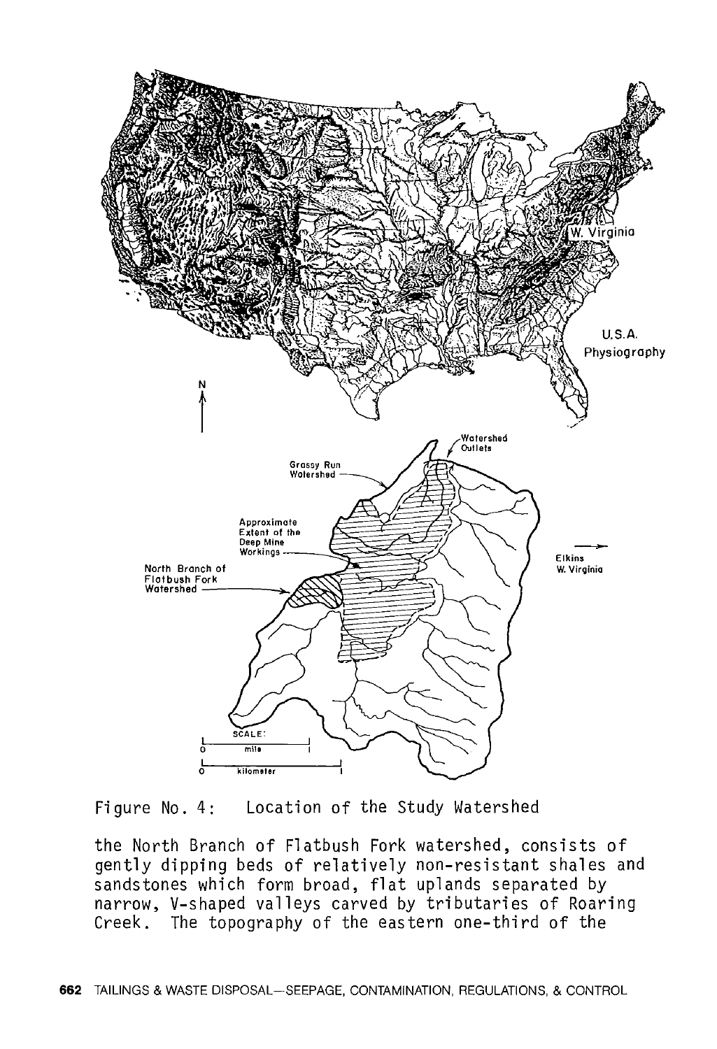Figure No. 4: Location of the Study Watershed

the North Branch of Flatbush Fork watershed, consists of gently dipping beds of relatively non-resistant shales and sandstones which form broad, flat uplands separated by narrow, V-shaped valleys carved by tributaries of Roaring Creek. The topography of the eastern one-third of the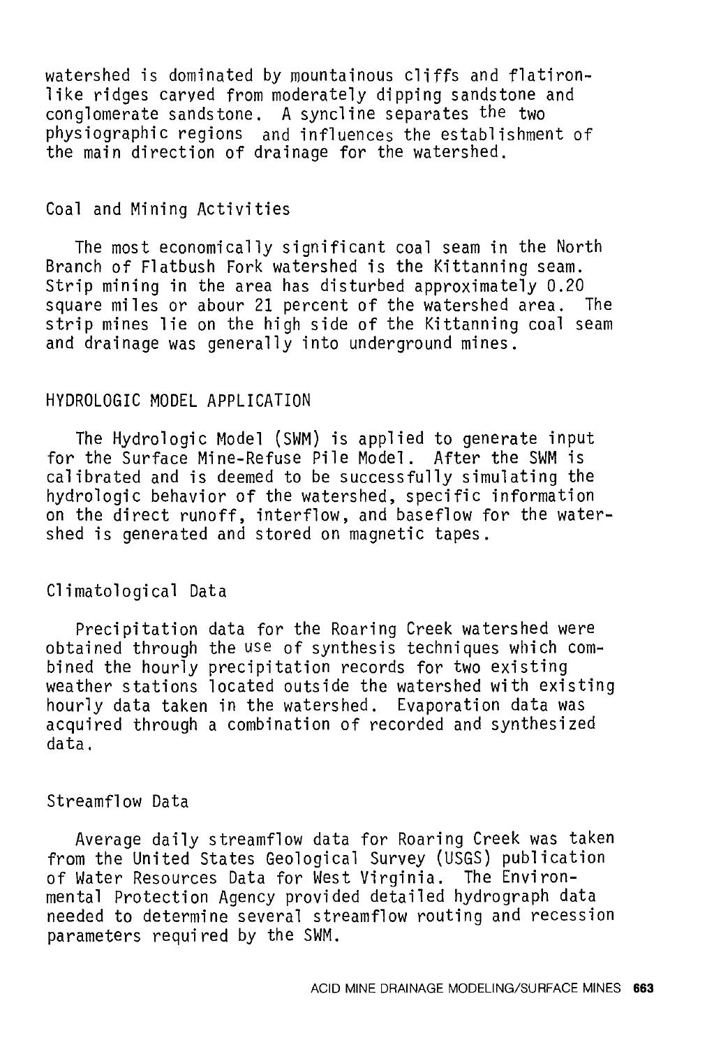watershed is dominated by mountainous cliffs and flatiron-like ridges carved from moderately dipping sandstone and conglomerate sandstone. A syncline separates the two physiographic regions and influences the establishment of the main direction of drainage for the watershed.

### Coal and Mining Activities

The most economically significant coal seam in the North Branch of Flatbush Fork watershed is the Kittanning seam. Strip mining in the area has disturbed approximately 0.20 square miles or abour 21 percent of the watershed area. The strip mines lie on the high side of the Kittanning coal seam and drainage was generally into underground mines.

## HYDROLOGIC MODEL APPLICATION

The Hydrologic Model (SWM) is applied to generate input for the Surface Mine-Refuse Pile Model. After the SWM is calibrated and is deemed to be successfully simulating the hydrologic behavior of the watershed, specific information on the direct runoff, interflow, and baseflow for the watershed is generated and stored on magnetic tapes.

### Climatological Data

Precipitation data for the Roaring Creek watershed were obtained through the use of synthesis techniques which combined the hourly precipitation records for two existing weather stations located outside the watershed with existing hourly data taken in the watershed. Evaporation data was acquired through a combination of recorded and synthesized data.

### Streamflow Data

Average daily streamflow data for Roaring Creek was taken from the United States Geological Survey (USGS) publication of Water Resources Data for West Virginia. The Environmental Protection Agency provided detailed hydrograph data needed to determine several streamflow routing and recession parameters required by the SWM.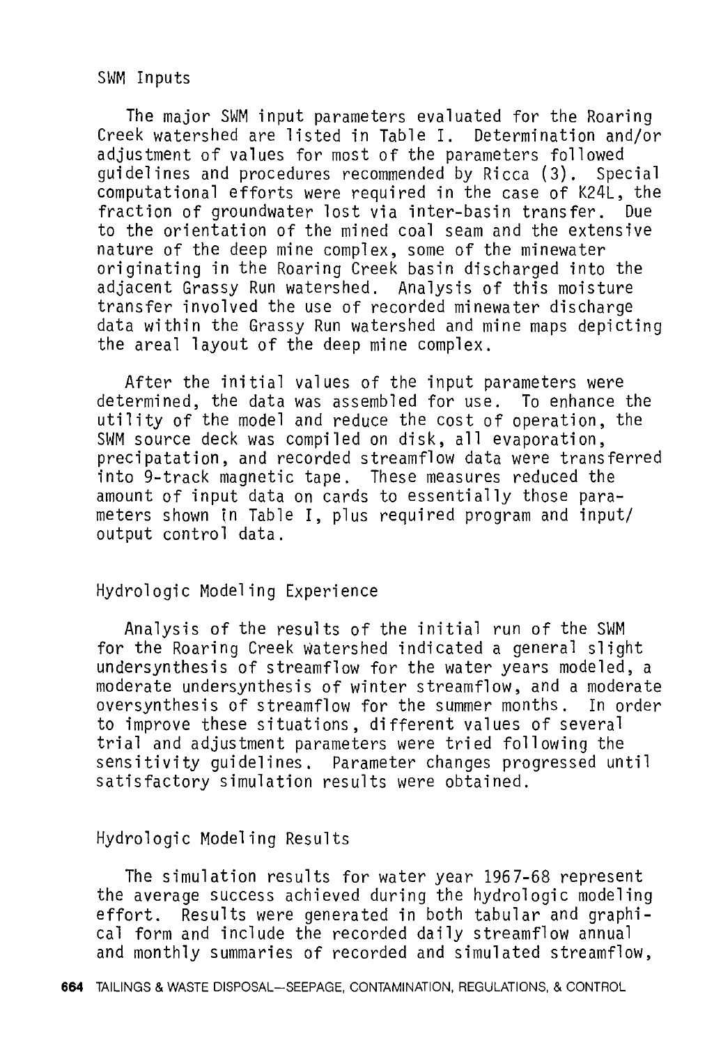## SWM Inputs

The major SWM input parameters evaluated for the Roaring Creek watershed are listed in Table I. Determination and/or adjustment of values for most of the parameters followed guidelines and procedures recommended by Ricca (3). Special computational efforts were required in the case of K24L, the fraction of groundwater lost via inter-basin transfer. Due to the orientation of the mined coal seam and the extensive nature of the deep mine complex, some of the minewater originating in the Roaring Creek basin discharged into the adjacent Grassy Run watershed. Analysis of this moisture transfer involved the use of recorded minewater discharge data within the Grassy Run watershed and mine maps depicting the areal layout of the deep mine complex.

After the initial values of the input parameters were determined, the data was assembled for use. To enhance the utility of the model and reduce the cost of operation, the SWM source deck was compiled on disk, all evaporation, precipatation, and recorded streamflow data were transferred into 9-track magnetic tape. These measures reduced the amount of input data on cards to essentially those parameters shown in Table I, plus required program and input/output control data.

## Hydrologic Modeling Experience

Analysis of the results of the initial run of the SWM for the Roaring Creek watershed indicated a general slight undersynthesis of streamflow for the water years modeled, a moderate undersynthesis of winter streamflow, and a moderate oversynthesis of streamflow for the summer months. In order to improve these situations, different values of several trial and adjustment parameters were tried following the sensitivity guidelines. Parameter changes progressed until satisfactory simulation results were obtained.

## Hydrologic Modeling Results

The simulation results for water year 1967-68 represent the average success achieved during the hydrologic modeling effort. Results were generated in both tabular and graphical form and include the recorded daily streamflow annual and monthly summaries of recorded and simulated streamflow,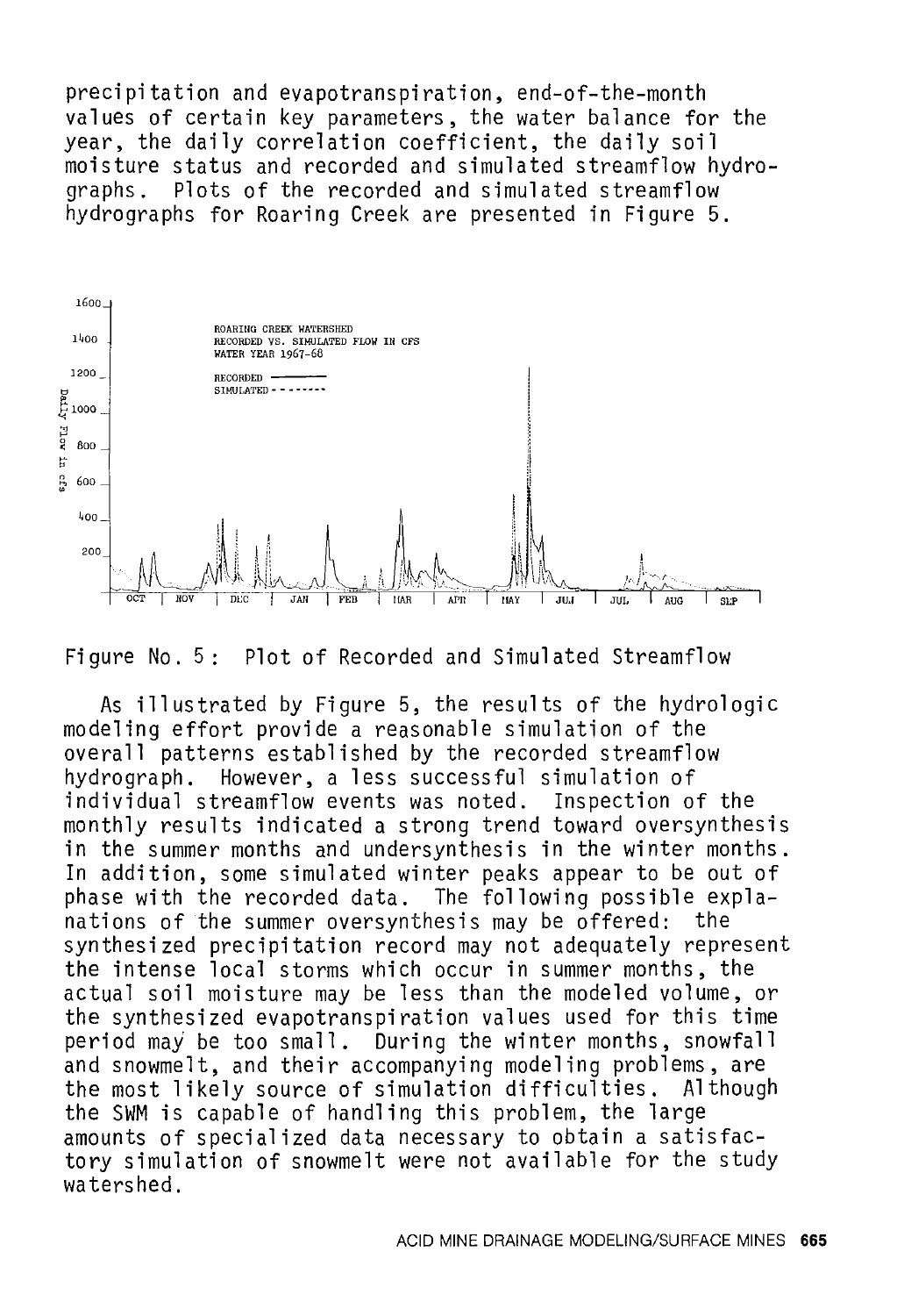precipitation and evapotranspiration, end-of-the-month values of certain key parameters, the water balance for the year, the daily correlation coefficient, the daily soil moisture status and recorded and simulated streamflow hydrographs. Plots of the recorded and simulated streamflow hydrographs for Roaring Creek are presented in Figure 5.

Figure No. 5: Plot of Recorded and Simulated Streamflow

As illustrated by Figure 5, the results of the hydrologic modeling effort provide a reasonable simulation of the overall patterns established by the recorded streamflow hydrograph. However, a less successful simulation of individual streamflow events was noted. Inspection of the monthly results indicated a strong trend toward oversynthesis in the summer months and undersynthesis in the winter months. In addition, some simulated winter peaks appear to be out of phase with the recorded data. The following possible explanations of the summer oversynthesis may be offered: the synthesized precipitation record may not adequately represent the intense local storms which occur in summer months, the actual soil moisture may be less than the modeled volume, or the synthesized evapotranspiration values used for this time period may be too small. During the winter months, snowfall and snowmelt, and their accompanying modeling problems, are the most likely source of simulation difficulties. Although the SWM is capable of handling this problem, the large amounts of specialized data necessary to obtain a satisfactory simulation of snowmelt were not available for the study watershed.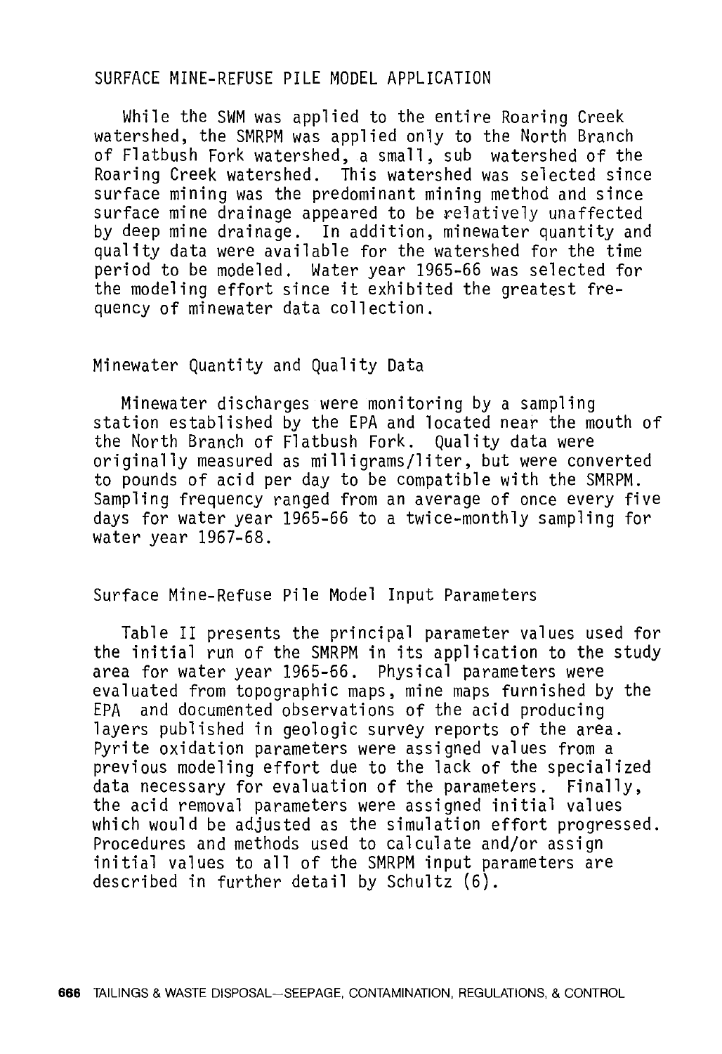## SURFACE MINE-REFUSE PILE MODEL APPLICATION

While the SWM was applied to the entire Roaring Creek watershed, the SMRPM was applied only to the North Branch of Flatbush Fork watershed, a small, sub watershed of the Roaring Creek watershed. This watershed was selected since surface mining was the predominant mining method and since surface mine drainage appeared to be relatively unaffected by deep mine drainage. In addition, minewater quantity and quality data were available for the watershed for the time period to be modeled. Water year 1965-66 was selected for the modeling effort since it exhibited the greatest frequency of minewater data collection.

### Minewater Quantity and Quality Data

Minewater discharges were monitoring by a sampling station established by the EPA and located near the mouth of the North Branch of Flatbush Fork. Quality data were originally measured as milligrams/liter, but were converted to pounds of acid per day to be compatible with the SMRPM. Sampling frequency ranged from an average of once every five days for water year 1965-66 to a twice-monthly sampling for water year 1967-68.

### Surface Mine-Refuse Pile Model Input Parameters

Table II presents the principal parameter values used for the initial run of the SMRPM in its application to the study area for water year 1965-66. Physical parameters were evaluated from topographic maps, mine maps furnished by the EPA and documented observations of the acid producing layers published in geologic survey reports of the area. Pyrite oxidation parameters were assigned values from a previous modeling effort due to the lack of the specialized data necessary for evaluation of the parameters. Finally, the acid removal parameters were assigned initial values which would be adjusted as the simulation effort progressed. Procedures and methods used to calculate and/or assign initial values to all of the SMRPM input parameters are described in further detail by Schultz (6).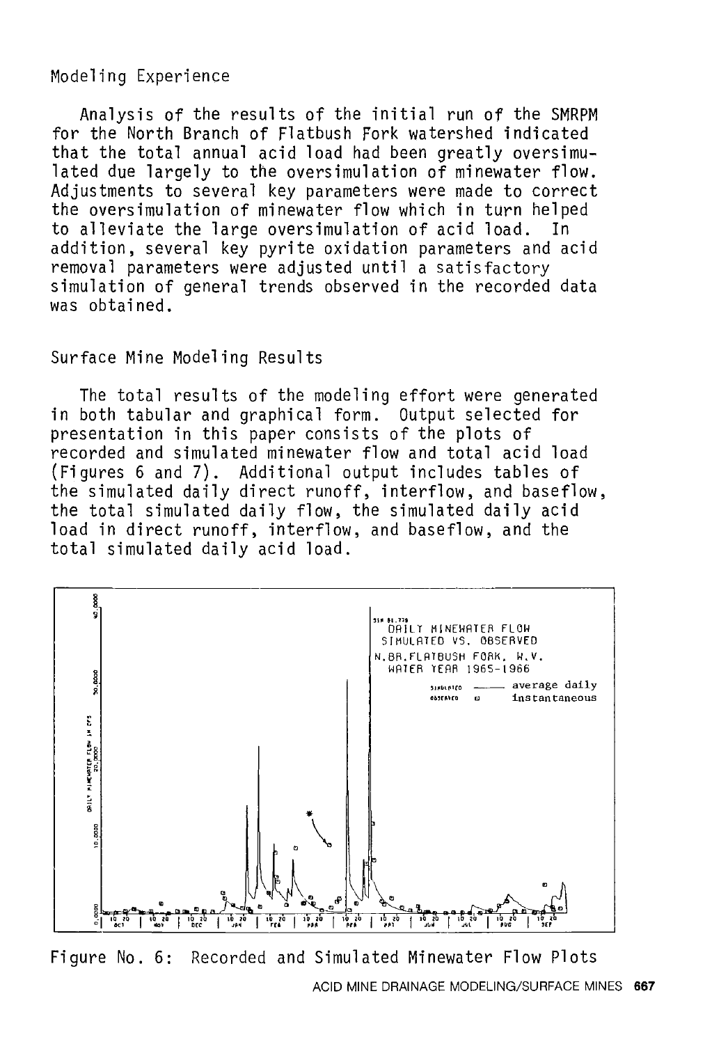## Modeling Experience

Analysis of the results of the initial run of the SMRPM for the North Branch of Flatbush Fork watershed indicated that the total annual acid load had been greatly oversimulated due largely to the oversimulation of minewater flow. Adjustments to several key parameters were made to correct the oversimulation of minewater flow which in turn helped to alleviate the large oversimulation of acid load. In addition, several key pyrite oxidation parameters and acid removal parameters were adjusted until a satisfactory simulation of general trends observed in the recorded data was obtained.

## Surface Mine Modeling Results

The total results of the modeling effort were generated in both tabular and graphical form. Output selected for presentation in this paper consists of the plots of recorded and simulated minewater flow and total acid load (Figures 6 and 7). Additional output includes tables of the simulated daily direct runoff, interflow, and baseflow, the total simulated daily flow, the simulated daily acid load in direct runoff, interflow, and baseflow, and the total simulated daily acid load.

Figure No. 6: Recorded and Simulated Minewater Flow Plots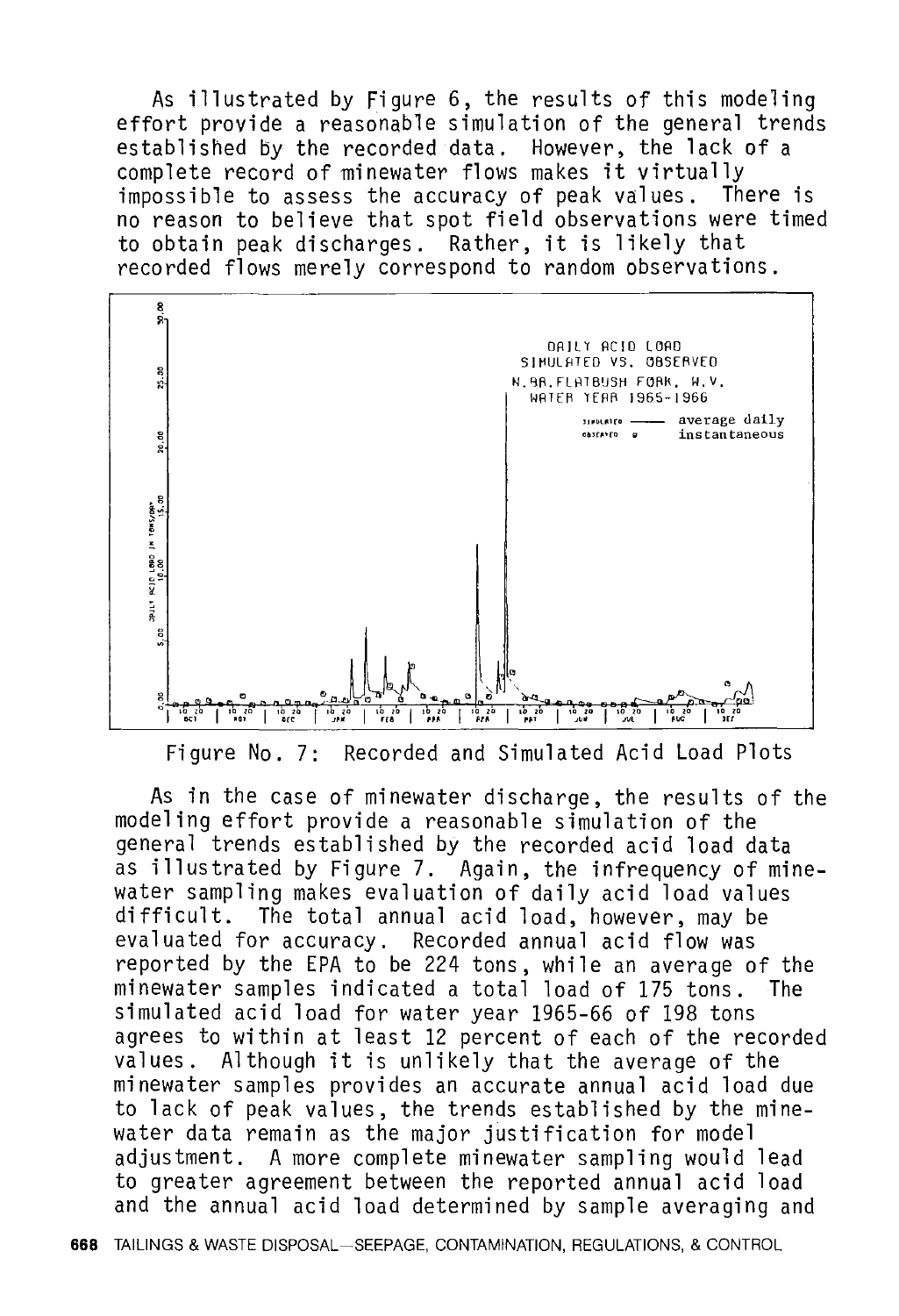As illustrated by Figure 6, the results of this modeling effort provide a reasonable simulation of the general trends established by the recorded data. However, the lack of a complete record of minewater flows makes it virtually impossible to assess the accuracy of peak values. There is no reason to believe that spot field observations were timed to obtain peak discharges. Rather, it is likely that recorded flows merely correspond to random observations.

Figure No. 7: Recorded and Simulated Acid Load Plots

As in the case of minewater discharge, the results of the modeling effort provide a reasonable simulation of the general trends established by the recorded acid load data as illustrated by Figure 7. Again, the infrequency of minewater sampling makes evaluation of daily acid load values difficult. The total annual acid load, however, may be evaluated for accuracy. Recorded annual acid flow was reported by the EPA to be 224 tons, while an average of the minewater samples indicated a total load of 175 tons. The simulated acid load for water year 1965-66 of 198 tons agrees to within at least 12 percent of each of the recorded values. Although it is unlikely that the average of the minewater samples provides an accurate annual acid load due to lack of peak values, the trends established by the minewater data remain as the major justification for model adjustment. A more complete minewater sampling would lead to greater agreement between the reported annual acid load and the annual acid load determined by sample averaging and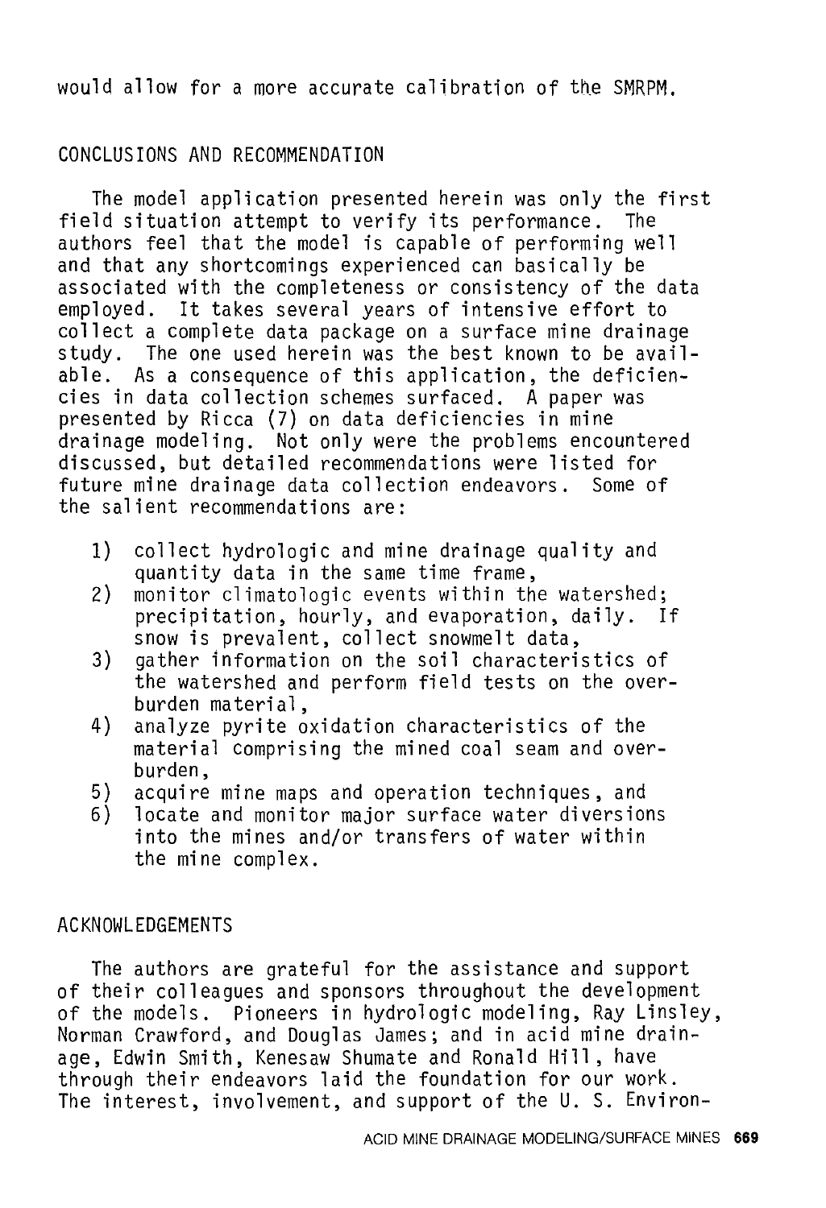would allow for a more accurate calibration of the SMRPM.

## CONCLUSIONS AND RECOMMENDATION

The model application presented herein was only the first field situation attempt to verify its performance. The authors feel that the model is capable of performing well and that any shortcomings experienced can basically be associated with the completeness or consistency of the data employed. It takes several years of intensive effort to collect a complete data package on a surface mine drainage study. The one used herein was the best known to be available. As a consequence of this application, the deficiencies in data collection schemes surfaced. A paper was presented by Ricca (7) on data deficiencies in mine drainage modeling. Not only were the problems encountered discussed, but detailed recommendations were listed for future mine drainage data collection endeavors. Some of the salient recommendations are:

1) collect hydrologic and mine drainage quality and quantity data in the same time frame,
2) monitor climatologic events within the watershed; precipitation, hourly, and evaporation, daily. If snow is prevalent, collect snowmelt data,
3) gather information on the soil characteristics of the watershed and perform field tests on the overburden material,
4) analyze pyrite oxidation characteristics of the material comprising the mined coal seam and overburden,
5) acquire mine maps and operation techniques, and
6) locate and monitor major surface water diversions into the mines and/or transfers of water within the mine complex.

## ACKNOWLEDGEMENTS

The authors are grateful for the assistance and support of their colleagues and sponsors throughout the development of the models. Pioneers in hydrologic modeling, Ray Linsley, Norman Crawford, and Douglas James; and in acid mine drainage, Edwin Smith, Kenesaw Shumate and Ronald Hill, have through their endeavors laid the foundation for our work. The interest, involvement, and support of the U. S. Environ-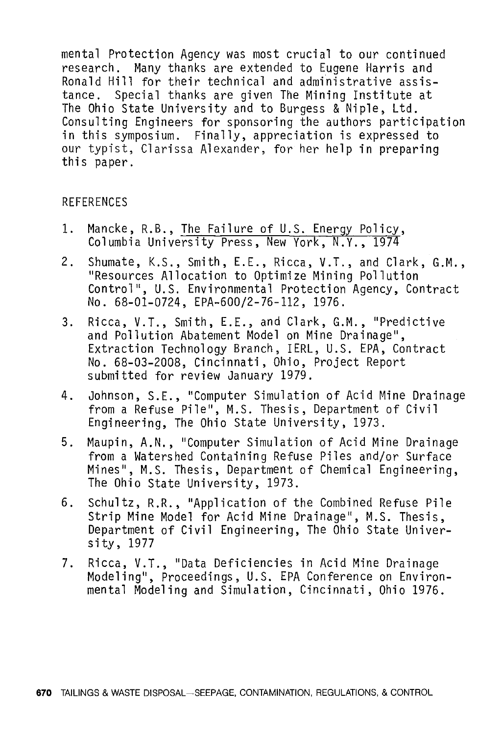mental Protection Agency was most crucial to our continued research. Many thanks are extended to Eugene Harris and Ronald Hill for their technical and administrative assistance. Special thanks are given The Mining Institute at The Ohio State University and to Burgess & Niple, Ltd. Consulting Engineers for sponsoring the authors participation in this symposium. Finally, appreciation is expressed to our typist, Clarissa Alexander, for her help in preparing this paper.

## REFERENCES

1. Mancke, R.B., The Failure of U.S. Energy Policy, Columbia University Press, New York, N.Y., 1974
2. Shumate, K.S., Smith, E.E., Ricca, V.T., and Clark, G.M., "Resources Allocation to Optimize Mining Pollution Control", U.S. Environmental Protection Agency, Contract No. 68-01-0724, EPA-600/2-76-112, 1976.
3. Ricca, V.T., Smith, E.E., and Clark, G.M., "Predictive and Pollution Abatement Model on Mine Drainage", Extraction Technology Branch, IERL, U.S. EPA, Contract No. 68-03-2008, Cincinnati, Ohio, Project Report submitted for review January 1979.
4. Johnson, S.E., "Computer Simulation of Acid Mine Drainage from a Refuse Pile", M.S. Thesis, Department of Civil Engineering, The Ohio State University, 1973.
5. Maupin, A.N., "Computer Simulation of Acid Mine Drainage from a Watershed Containing Refuse Piles and/or Surface Mines", M.S. Thesis, Department of Chemical Engineering, The Ohio State University, 1973.
6. Schultz, R.R., "Application of the Combined Refuse Pile Strip Mine Model for Acid Mine Drainage", M.S. Thesis, Department of Civil Engineering, The Ohio State University, 1977
7. Ricca, V.T., "Data Deficiencies in Acid Mine Drainage Modeling", Proceedings, U.S. EPA Conference on Environmental Modeling and Simulation, Cincinnati, Ohio 1976.